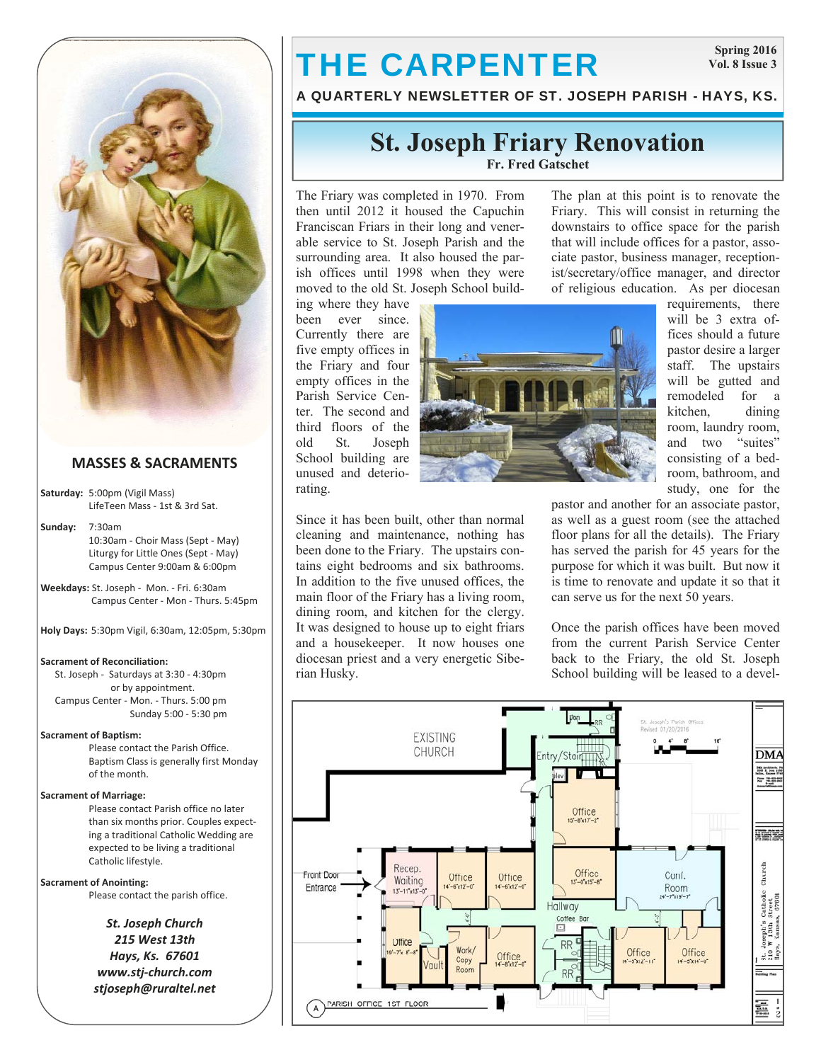# THE CARPENTER

Spring 2016
Vol. 8 Issue 3

A QUARTERLY NEWSLETTER OF ST. JOSEPH PARISH - HAYS, KS.

## St. Joseph Friary Renovation

**Fr. Fred Gatschet**

The Friary was completed in 1970. From then until 2012 it housed the Capuchin Franciscan Friars in their long and venerable service to St. Joseph Parish and the surrounding area. It also housed the parish offices until 1998 when they were moved to the old St. Joseph School building where they have been ever since. Currently there are five empty offices in the Friary and four empty offices in the Parish Service Center. The second and third floors of the old St. Joseph School building are unused and deteriorating.

Since it has been built, other than normal cleaning and maintenance, nothing has been done to the Friary. The upstairs contains eight bedrooms and six bathrooms. In addition to the five unused offices, the main floor of the Friary has a living room, dining room, and kitchen for the clergy. It was designed to house up to eight friars and a housekeeper. It now houses one diocesan priest and a very energetic Siberian Husky.

The plan at this point is to renovate the Friary. This will consist in returning the downstairs to office space for the parish that will include offices for a pastor, associate pastor, business manager, receptionist/secretary/office manager, and director of religious education. As per diocesan requirements, there will be 3 extra offices should a future pastor desire a larger staff. The upstairs will be gutted and remodeled for a kitchen, dining room, laundry room, and two "suites" consisting of a bedroom, bathroom, and study, one for the pastor and another for an associate pastor, as well as a guest room (see the attached floor plans for all the details). The Friary has served the parish for 45 years for the purpose for which it was built. But now it is time to renovate and update it so that it can serve us for the next 50 years.

Once the parish offices have been moved from the current Parish Service Center back to the Friary, the old St. Joseph School building will be leased to a devel-

## MASSES & SACRAMENTS

**Saturday:** 5:00pm (Vigil Mass)
LifeTeen Mass - 1st & 3rd Sat.

**Sunday:** 7:30am
10:30am - Choir Mass (Sept - May)
Liturgy for Little Ones (Sept - May)
Campus Center 9:00am & 6:00pm

**Weekdays:** St. Joseph - Mon. - Fri. 6:30am
Campus Center - Mon - Thurs. 5:45pm

**Holy Days:** 5:30pm Vigil, 6:30am, 12:05pm, 5:30pm

**Sacrament of Reconciliation:**
St. Joseph - Saturdays at 3:30 - 4:30pm or by appointment.
Campus Center - Mon. - Thurs. 5:00 pm
Sunday 5:00 - 5:30 pm

**Sacrament of Baptism:**
Please contact the Parish Office. Baptism Class is generally first Monday of the month.

**Sacrament of Marriage:**
Please contact Parish office no later than six months prior. Couples expecting a traditional Catholic Wedding are expected to be living a traditional Catholic lifestyle.

**Sacrament of Anointing:**
Please contact the parish office.

***St. Joseph Church***
***215 West 13th***
***Hays, Ks. 67601***
***www.stj-church.com***
***stjoseph@ruraltel.net***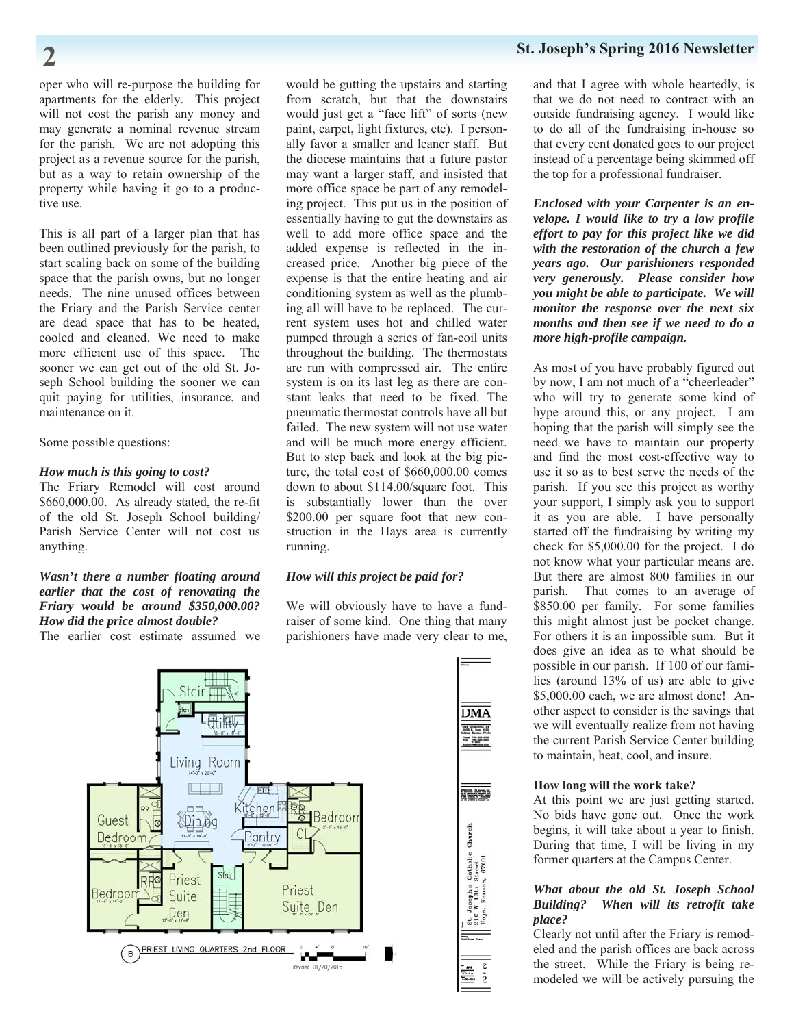oper who will re-purpose the building for apartments for the elderly. This project will not cost the parish any money and may generate a nominal revenue stream for the parish. We are not adopting this project as a revenue source for the parish, but as a way to retain ownership of the property while having it go to a productive use.

This is all part of a larger plan that has been outlined previously for the parish, to start scaling back on some of the building space that the parish owns, but no longer needs. The nine unused offices between the Friary and the Parish Service center are dead space that has to be heated, cooled and cleaned. We need to make more efficient use of this space. The sooner we can get out of the old St. Joseph School building the sooner we can quit paying for utilities, insurance, and maintenance on it.

Some possible questions:

***How much is this going to cost?***

The Friary Remodel will cost around $660,000.00. As already stated, the re-fit of the old St. Joseph School building/ Parish Service Center will not cost us anything.

***Wasn't there a number floating around earlier that the cost of renovating the Friary would be around $350,000.00? How did the price almost double?***

The earlier cost estimate assumed we would be gutting the upstairs and starting from scratch, but that the downstairs would just get a "face lift" of sorts (new paint, carpet, light fixtures, etc). I personally favor a smaller and leaner staff. But the diocese maintains that a future pastor may want a larger staff, and insisted that more office space be part of any remodeling project. This put us in the position of essentially having to gut the downstairs as well to add more office space and the added expense is reflected in the increased price. Another big piece of the expense is that the entire heating and air conditioning system as well as the plumbing all will have to be replaced. The current system uses hot and chilled water pumped through a series of fan-coil units throughout the building. The thermostats are run with compressed air. The entire system is on its last leg as there are constant leaks that need to be fixed. The pneumatic thermostat controls have all but failed. The new system will not use water and will be much more energy efficient. But to step back and look at the big picture, the total cost of $660,000.00 comes down to about $114.00/square foot. This is substantially lower than the over $200.00 per square foot that new construction in the Hays area is currently running.

***How will this project be paid for?***

We will obviously have to have a fundraiser of some kind. One thing that many parishioners have made very clear to me, and that I agree with whole heartedly, is that we do not need to contract with an outside fundraising agency. I would like to do all of the fundraising in-house so that every cent donated goes to our project instead of a percentage being skimmed off the top for a professional fundraiser.

***Enclosed with your Carpenter is an envelope. I would like to try a low profile effort to pay for this project like we did with the restoration of the church a few years ago. Our parishioners responded very generously. Please consider how you might be able to participate. We will monitor the response over the next six months and then see if we need to do a more high-profile campaign.***

As most of you have probably figured out by now, I am not much of a "cheerleader" who will try to generate some kind of hype around this, or any project. I am hoping that the parish will simply see the need we have to maintain our property and find the most cost-effective way to use it so as to best serve the needs of the parish. If you see this project as worthy your support, I simply ask you to support it as you are able. I have personally started off the fundraising by writing my check for $5,000.00 for the project. I do not know what your particular means are. But there are almost 800 families in our parish. That comes to an average of $850.00 per family. For some families this might almost just be pocket change. For others it is an impossible sum. But it does give an idea as to what should be possible in our parish. If 100 of our families (around 13% of us) are able to give $5,000.00 each, we are almost done! Another aspect to consider is the savings that we will eventually realize from not having the current Parish Service Center building to maintain, heat, cool, and insure.

**How long will the work take?**

At this point we are just getting started. No bids have gone out. Once the work begins, it will take about a year to finish. During that time, I will be living in my former quarters at the Campus Center.

***What about the old St. Joseph School Building? When will its retrofit take place?***

Clearly not until after the Friary is remodeled and the parish offices are back across the street. While the Friary is being remodeled we will be actively pursuing the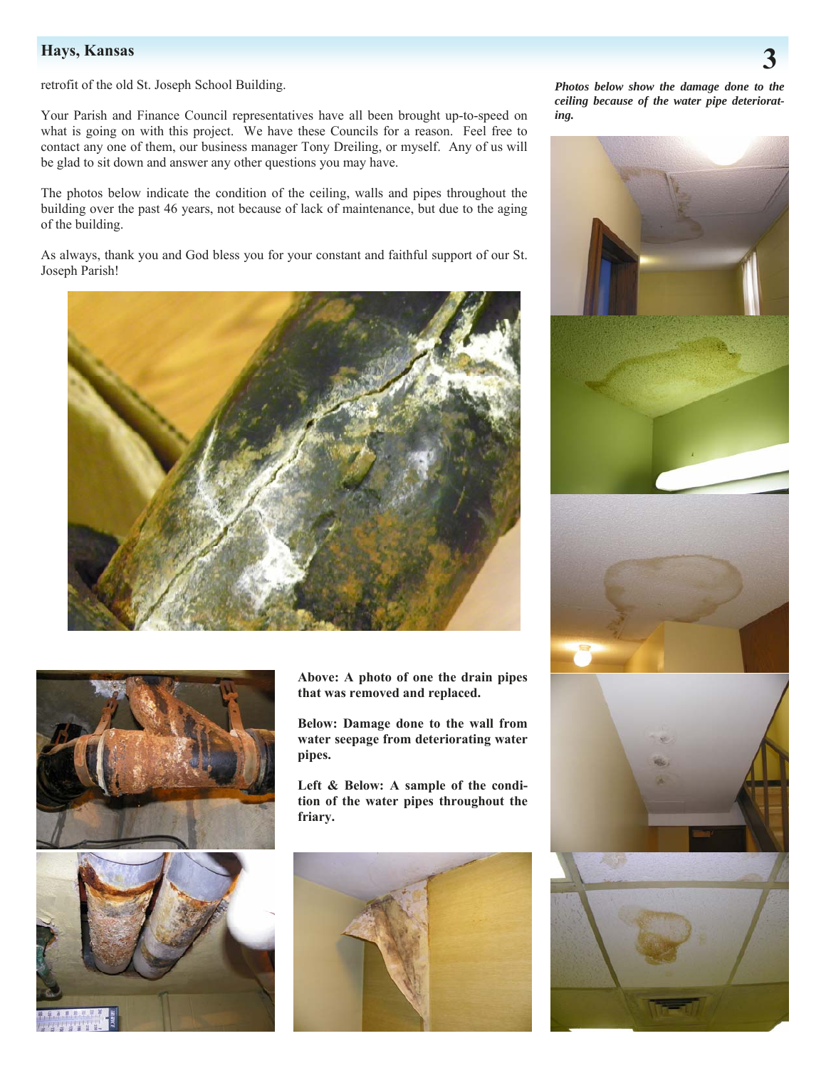retrofit of the old St. Joseph School Building.

Your Parish and Finance Council representatives have all been brought up-to-speed on what is going on with this project. We have these Councils for a reason. Feel free to contact any one of them, our business manager Tony Dreiling, or myself. Any of us will be glad to sit down and answer any other questions you may have.

The photos below indicate the condition of the ceiling, walls and pipes throughout the building over the past 46 years, not because of lack of maintenance, but due to the aging of the building.

As always, thank you and God bless you for your constant and faithful support of our St. Joseph Parish!

**Above: A photo of one the drain pipes that was removed and replaced.**

**Below: Damage done to the wall from water seepage from deteriorating water pipes.**

**Left & Below: A sample of the condition of the water pipes throughout the friary.**

***Photos below show the damage done to the ceiling because of the water pipe deteriorating.***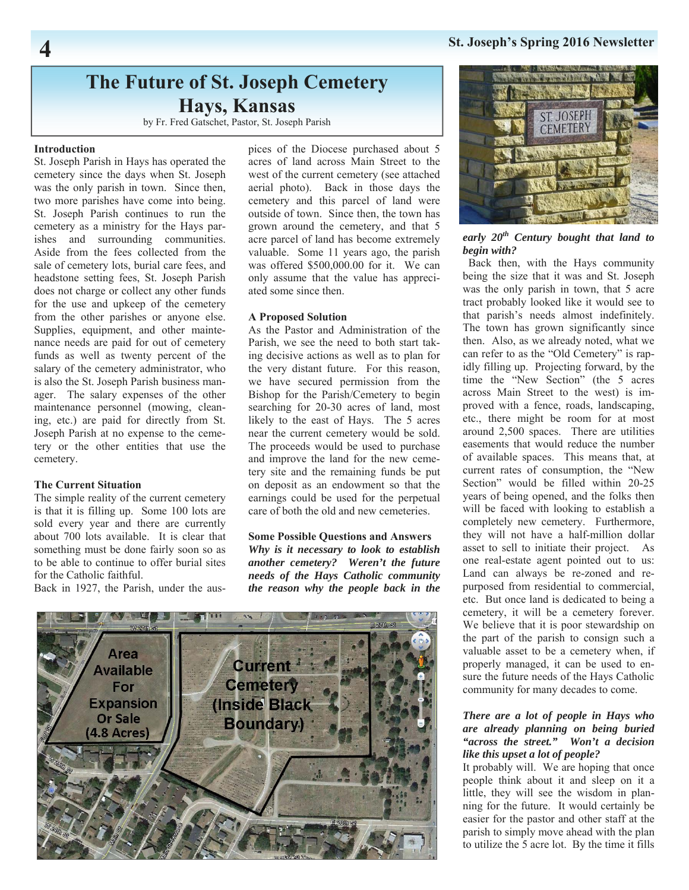# The Future of St. Joseph Cemetery Hays, Kansas

by Fr. Fred Gatschet, Pastor, St. Joseph Parish

**Introduction**

St. Joseph Parish in Hays has operated the cemetery since the days when St. Joseph was the only parish in town. Since then, two more parishes have come into being. St. Joseph Parish continues to run the cemetery as a ministry for the Hays parishes and surrounding communities. Aside from the fees collected from the sale of cemetery lots, burial care fees, and headstone setting fees, St. Joseph Parish does not charge or collect any other funds for the use and upkeep of the cemetery from the other parishes or anyone else. Supplies, equipment, and other maintenance needs are paid for out of cemetery funds as well as twenty percent of the salary of the cemetery administrator, who is also the St. Joseph Parish business manager. The salary expenses of the other maintenance personnel (mowing, cleaning, etc.) are paid for directly from St. Joseph Parish at no expense to the cemetery or the other entities that use the cemetery.

**The Current Situation**

The simple reality of the current cemetery is that it is filling up. Some 100 lots are sold every year and there are currently about 700 lots available. It is clear that something must be done fairly soon so as to be able to continue to offer burial sites for the Catholic faithful.

Back in 1927, the Parish, under the auspices of the Diocese purchased about 5 acres of land across Main Street to the west of the current cemetery (see attached aerial photo). Back in those days the cemetery and this parcel of land were outside of town. Since then, the town has grown around the cemetery, and that 5 acre parcel of land has become extremely valuable. Some 11 years ago, the parish was offered $500,000.00 for it. We can only assume that the value has appreciated some since then.

**A Proposed Solution**

As the Pastor and Administration of the Parish, we see the need to both start taking decisive actions as well as to plan for the very distant future. For this reason, we have secured permission from the Bishop for the Parish/Cemetery to begin searching for 20-30 acres of land, most likely to the east of Hays. The 5 acres near the current cemetery would be sold. The proceeds would be used to purchase and improve the land for the new cemetery site and the remaining funds be put on deposit as an endowment so that the earnings could be used for the perpetual care of both the old and new cemeteries.

**Some Possible Questions and Answers**

***Why is it necessary to look to establish another cemetery? Weren't the future needs of the Hays Catholic community the reason why the people back in the early 20th Century bought that land to begin with?***

Back then, with the Hays community being the size that it was and St. Joseph was the only parish in town, that 5 acre tract probably looked like it would see to that parish's needs almost indefinitely. The town has grown significantly since then. Also, as we already noted, what we can refer to as the "Old Cemetery" is rapidly filling up. Projecting forward, by the time the "New Section" (the 5 acres across Main Street to the west) is improved with a fence, roads, landscaping, etc., there might be room for at most around 2,500 spaces. There are utilities easements that would reduce the number of available spaces. This means that, at current rates of consumption, the "New Section" would be filled within 20-25 years of being opened, and the folks then will be faced with looking to establish a completely new cemetery. Furthermore, they will not have a half-million dollar asset to sell to initiate their project. As one real-estate agent pointed out to us: Land can always be re-zoned and re-purposed from residential to commercial, etc. But once land is dedicated to being a cemetery, it will be a cemetery forever. We believe that it is poor stewardship on the part of the parish to consign such a valuable asset to be a cemetery when, if properly managed, it can be used to ensure the future needs of the Hays Catholic community for many decades to come.

***There are a lot of people in Hays who are already planning on being buried "across the street." Won't a decision like this upset a lot of people?***

It probably will. We are hoping that once people think about it and sleep on it a little, they will see the wisdom in planning for the future. It would certainly be easier for the pastor and other staff at the parish to simply move ahead with the plan to utilize the 5 acre lot. By the time it fills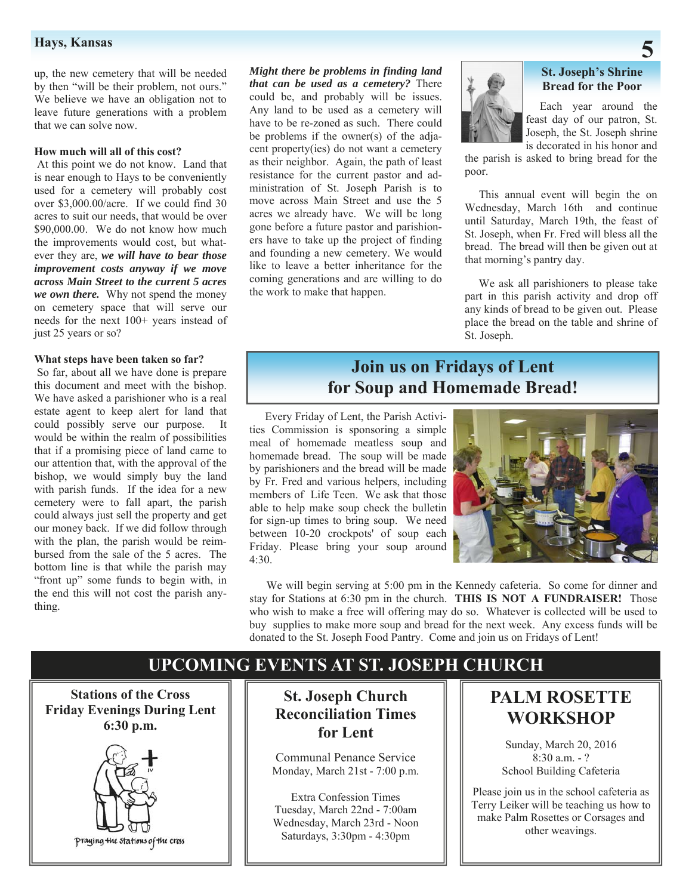up, the new cemetery that will be needed by then "will be their problem, not ours." We believe we have an obligation not to leave future generations with a problem that we can solve now.

**How much will all of this cost?**

At this point we do not know. Land that is near enough to Hays to be conveniently used for a cemetery will probably cost over $3,000.00/acre. If we could find 30 acres to suit our needs, that would be over $90,000.00. We do not know how much the improvements would cost, but whatever they are, ***we will have to bear those improvement costs anyway if we move across Main Street to the current 5 acres we own there.*** Why not spend the money on cemetery space that will serve our needs for the next 100+ years instead of just 25 years or so?

**What steps have been taken so far?**

So far, about all we have done is prepare this document and meet with the bishop. We have asked a parishioner who is a real estate agent to keep alert for land that could possibly serve our purpose. It would be within the realm of possibilities that if a promising piece of land came to our attention that, with the approval of the bishop, we would simply buy the land with parish funds. If the idea for a new cemetery were to fall apart, the parish could always just sell the property and get our money back. If we did follow through with the plan, the parish would be reimbursed from the sale of the 5 acres. The bottom line is that while the parish may "front up" some funds to begin with, in the end this will not cost the parish anything.

***Might there be problems in finding land that can be used as a cemetery?*** There could be, and probably will be issues. Any land to be used as a cemetery will have to be re-zoned as such. There could be problems if the owner(s) of the adjacent property(ies) do not want a cemetery as their neighbor. Again, the path of least resistance for the current pastor and administration of St. Joseph Parish is to move across Main Street and use the 5 acres we already have. We will be long gone before a future pastor and parishioners have to take up the project of finding and founding a new cemetery. We would like to leave a better inheritance for the coming generations and are willing to do the work to make that happen.

## St. Joseph's Shrine Bread for the Poor

Each year around the feast day of our patron, St. Joseph, the St. Joseph shrine is decorated in his honor and the parish is asked to bring bread for the poor.

This annual event will begin the on Wednesday, March 16th and continue until Saturday, March 19th, the feast of St. Joseph, when Fr. Fred will bless all the bread. The bread will then be given out at that morning's pantry day.

We ask all parishioners to please take part in this parish activity and drop off any kinds of bread to be given out. Please place the bread on the table and shrine of St. Joseph.

## Join us on Fridays of Lent for Soup and Homemade Bread!

Every Friday of Lent, the Parish Activities Commission is sponsoring a simple meal of homemade meatless soup and homemade bread. The soup will be made by parishioners and the bread will be made by Fr. Fred and various helpers, including members of Life Teen. We ask that those able to help make soup check the bulletin for sign-up times to bring soup. We need between 10-20 crockpots' of soup each Friday. Please bring your soup around 4:30.

We will begin serving at 5:00 pm in the Kennedy cafeteria. So come for dinner and stay for Stations at 6:30 pm in the church. **THIS IS NOT A FUNDRAISER!** Those who wish to make a free will offering may do so. Whatever is collected will be used to buy supplies to make more soup and bread for the next week. Any excess funds will be donated to the St. Joseph Food Pantry. Come and join us on Fridays of Lent!

## UPCOMING EVENTS AT ST. JOSEPH CHURCH

### Stations of the Cross Friday Evenings During Lent 6:30 p.m.

Praying the Stations of the Cross

### St. Joseph Church Reconciliation Times for Lent

Communal Penance Service
Monday, March 21st - 7:00 p.m.

Extra Confession Times
Tuesday, March 22nd - 7:00am
Wednesday, March 23rd - Noon
Saturdays, 3:30pm - 4:30pm

### PALM ROSETTE WORKSHOP

Sunday, March 20, 2016
8:30 a.m. - ?
School Building Cafeteria

Please join us in the school cafeteria as Terry Leiker will be teaching us how to make Palm Rosettes or Corsages and other weavings.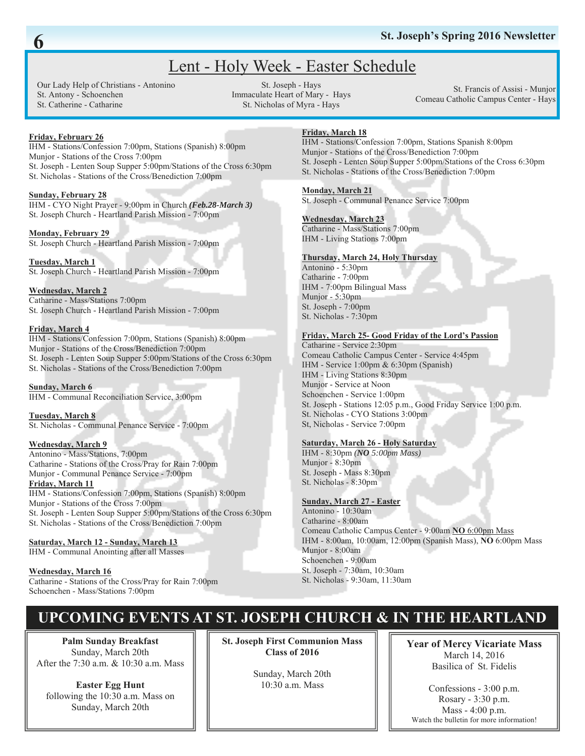# Lent - Holy Week - Easter Schedule

Our Lady Help of Christians - Antonino
St. Antony - Schoenchen
St. Catherine - Catharine

St. Joseph - Hays
Immaculate Heart of Mary - Hays
St. Nicholas of Myra - Hays

St. Francis of Assisi - Munjor
Comeau Catholic Campus Center - Hays

**Friday, February 26**
IHM - Stations/Confession 7:00pm, Stations (Spanish) 8:00pm
Munjor - Stations of the Cross 7:00pm
St. Joseph - Lenten Soup Supper 5:00pm/Stations of the Cross 6:30pm
St. Nicholas - Stations of the Cross/Benediction 7:00pm

**Sunday, February 28**
IHM - CYO Night Prayer - 9:00pm in Church ***(Feb.28-March 3)***
St. Joseph Church - Heartland Parish Mission - 7:00pm

**Monday, February 29**
St. Joseph Church - Heartland Parish Mission - 7:00pm

**Tuesday, March 1**
St. Joseph Church - Heartland Parish Mission - 7:00pm

**Wednesday, March 2**
Catharine - Mass/Stations 7:00pm
St. Joseph Church - Heartland Parish Mission - 7:00pm

**Friday, March 4**
IHM - Stations/Confession 7:00pm, Stations (Spanish) 8:00pm
Munjor - Stations of the Cross/Benediction 7:00pm
St. Joseph - Lenten Soup Supper 5:00pm/Stations of the Cross 6:30pm
St. Nicholas - Stations of the Cross/Benediction 7:00pm

**Sunday, March 6**
IHM - Communal Reconciliation Service, 3:00pm

**Tuesday, March 8**
St. Nicholas - Communal Penance Service - 7:00pm

**Wednesday, March 9**
Antonino - Mass/Stations, 7:00pm
Catharine - Stations of the Cross/Pray for Rain 7:00pm
Munjor - Communal Penance Service - 7:00pm

**Friday, March 11**
IHM - Stations/Confession 7:00pm, Stations (Spanish) 8:00pm
Munjor - Stations of the Cross 7:00pm
St. Joseph - Lenten Soup Supper 5:00pm/Stations of the Cross 6:30pm
St. Nicholas - Stations of the Cross/Benediction 7:00pm

**Saturday, March 12 - Sunday, March 13**
IHM - Communal Anointing after all Masses

**Wednesday, March 16**
Catharine - Stations of the Cross/Pray for Rain 7:00pm
Schoenchen - Mass/Stations 7:00pm

**Friday, March 18**
IHM - Stations/Confession 7:00pm, Stations Spanish 8:00pm
Munjor - Stations of the Cross/Benediction 7:00pm
St. Joseph - Lenten Soup Supper 5:00pm/Stations of the Cross 6:30pm
St. Nicholas - Stations of the Cross/Benediction 7:00pm

**Monday, March 21**
St. Joseph - Communal Penance Service 7:00pm

**Wednesday, March 23**
Catharine - Mass/Stations 7:00pm
IHM - Living Stations 7:00pm

**Thursday, March 24, Holy Thursday**
Antonino - 5:30pm
Catharine - 7:00pm
IHM - 7:00pm Bilingual Mass
Munjor - 5:30pm
St. Joseph - 7:00pm
St. Nicholas - 7:30pm

**Friday, March 25- Good Friday of the Lord's Passion**
Catharine - Service 2:30pm
Comeau Catholic Campus Center - Service 4:45pm
IHM - Service 1:00pm & 6:30pm (Spanish)
IHM - Living Stations 8:30pm
Munjor - Service at Noon
Schoenchen - Service 1:00pm
St. Joseph - Stations 12:05 p.m., Good Friday Service 1:00 p.m.
St. Nicholas - CYO Stations 3:00pm
St, Nicholas - Service 7:00pm

**Saturday, March 26 - Holy Saturday**
IHM - 8:30pm *(**NO** 5:00pm Mass)*
Munjor - 8:30pm
St. Joseph - Mass 8:30pm
St. Nicholas - 8:30pm

**Sunday, March 27 - Easter**
Antonino - 10:30am
Catharine - 8:00am
Comeau Catholic Campus Center - 9:00am **NO** 6:00pm Mass
IHM - 8:00am, 10:00am, 12:00pm (Spanish Mass), **NO** 6:00pm Mass
Munjor - 8:00am
Schoenchen - 9:00am
St. Joseph - 7:30am, 10:30am
St. Nicholas - 9:30am, 11:30am

## UPCOMING EVENTS AT ST. JOSEPH CHURCH & IN THE HEARTLAND

**Palm Sunday Breakfast**
Sunday, March 20th
After the 7:30 a.m. & 10:30 a.m. Mass

**Easter Egg Hunt**
following the 10:30 a.m. Mass on Sunday, March 20th

**St. Joseph First Communion Mass Class of 2016**

Sunday, March 20th
10:30 a.m. Mass

**Year of Mercy Vicariate Mass**
March 14, 2016
Basilica of St. Fidelis

Confessions - 3:00 p.m.
Rosary - 3:30 p.m.
Mass - 4:00 p.m.
Watch the bulletin for more information!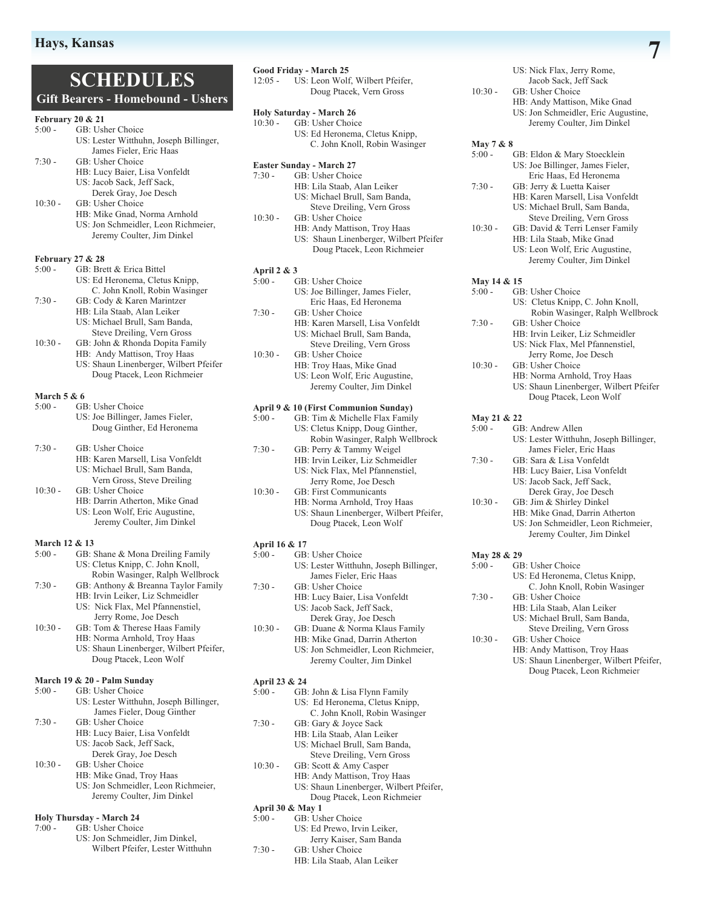# SCHEDULES

## Gift Bearers - Homebound - Ushers

**February 20 & 21**

5:00 - GB: Usher Choice
US: Lester Witthuhn, Joseph Billinger, James Fieler, Eric Haas

7:30 - GB: Usher Choice
HB: Lucy Baier, Lisa Vonfeldt
US: Jacob Sack, Jeff Sack, Derek Gray, Joe Desch

10:30 - GB: Usher Choice
HB: Mike Gnad, Norma Arnhold
US: Jon Schmeidler, Leon Richmeier, Jeremy Coulter, Jim Dinkel

**February 27 & 28**

5:00 - GB: Brett & Erica Bittel
US: Ed Heronema, Cletus Knipp, C. John Knoll, Robin Wasinger

7:30 - GB: Cody & Karen Marintzer
HB: Lila Staab, Alan Leiker
US: Michael Brull, Sam Banda, Steve Dreiling, Vern Gross

10:30 - GB: John & Rhonda Dopita Family
HB: Andy Mattison, Troy Haas
US: Shaun Linenberger, Wilbert Pfeifer Doug Ptacek, Leon Richmeier

**March 5 & 6**

5:00 - GB: Usher Choice
US: Joe Billinger, James Fieler, Doug Ginther, Ed Heronema

7:30 - GB: Usher Choice
HB: Karen Marsell, Lisa Vonfeldt
US: Michael Brull, Sam Banda, Vern Gross, Steve Dreiling

10:30 - GB: Usher Choice
HB: Darrin Atherton, Mike Gnad
US: Leon Wolf, Eric Augustine, Jeremy Coulter, Jim Dinkel

**March 12 & 13**

5:00 - GB: Shane & Mona Dreiling Family
US: Cletus Knipp, C. John Knoll, Robin Wasinger, Ralph Wellbrock

7:30 - GB: Anthony & Breanna Taylor Family
HB: Irvin Leiker, Liz Schmeidler
US: Nick Flax, Mel Pfannenstiel, Jerry Rome, Joe Desch

10:30 - GB: Tom & Therese Haas Family
HB: Norma Arnhold, Troy Haas
US: Shaun Linenberger, Wilbert Pfeifer, Doug Ptacek, Leon Wolf

**March 19 & 20 - Palm Sunday**

5:00 - GB: Usher Choice
US: Lester Witthuhn, Joseph Billinger, James Fieler, Doug Ginther

7:30 - GB: Usher Choice
HB: Lucy Baier, Lisa Vonfeldt
US: Jacob Sack, Jeff Sack, Derek Gray, Joe Desch

10:30 - GB: Usher Choice
HB: Mike Gnad, Troy Haas
US: Jon Schmeidler, Leon Richmeier, Jeremy Coulter, Jim Dinkel

**Holy Thursday - March 24**

7:00 - GB: Usher Choice
US: Jon Schmeidler, Jim Dinkel, Wilbert Pfeifer, Lester Witthuhn

**Good Friday - March 25**

12:05 - US: Leon Wolf, Wilbert Pfeifer, Doug Ptacek, Vern Gross

**Holy Saturday - March 26**

10:30 - GB: Usher Choice
US: Ed Heronema, Cletus Knipp, C. John Knoll, Robin Wasinger

**Easter Sunday - March 27**

7:30 - GB: Usher Choice
HB: Lila Staab, Alan Leiker
US: Michael Brull, Sam Banda, Steve Dreiling, Vern Gross

10:30 - GB: Usher Choice
HB: Andy Mattison, Troy Haas
US: Shaun Linenberger, Wilbert Pfeifer Doug Ptacek, Leon Richmeier

**April 2 & 3**

5:00 - GB: Usher Choice
US: Joe Billinger, James Fieler, Eric Haas, Ed Heronema

7:30 - GB: Usher Choice
HB: Karen Marsell, Lisa Vonfeldt
US: Michael Brull, Sam Banda, Steve Dreiling, Vern Gross

10:30 - GB: Usher Choice
HB: Troy Haas, Mike Gnad
US: Leon Wolf, Eric Augustine, Jeremy Coulter, Jim Dinkel

**April 9 & 10 (First Communion Sunday)**

5:00 - GB: Tim & Michelle Flax Family
US: Cletus Knipp, Doug Ginther, Robin Wasinger, Ralph Wellbrock

7:30 - GB: Perry & Tammy Weigel
HB: Irvin Leiker, Liz Schmeidler
US: Nick Flax, Mel Pfannenstiel, Jerry Rome, Joe Desch

10:30 - GB: First Communicants
HB: Norma Arnhold, Troy Haas
US: Shaun Linenberger, Wilbert Pfeifer, Doug Ptacek, Leon Wolf

**April 16 & 17**

5:00 - GB: Usher Choice
US: Lester Witthuhn, Joseph Billinger, James Fieler, Eric Haas

7:30 - GB: Usher Choice
HB: Lucy Baier, Lisa Vonfeldt
US: Jacob Sack, Jeff Sack, Derek Gray, Joe Desch

10:30 - GB: Duane & Norma Klaus Family
HB: Mike Gnad, Darrin Atherton
US: Jon Schmeidler, Leon Richmeier, Jeremy Coulter, Jim Dinkel

**April 23 & 24**

5:00 - GB: John & Lisa Flynn Family
US: Ed Heronema, Cletus Knipp, C. John Knoll, Robin Wasinger

7:30 - GB: Gary & Joyce Sack
HB: Lila Staab, Alan Leiker
US: Michael Brull, Sam Banda, Steve Dreiling, Vern Gross

10:30 - GB: Scott & Amy Casper
HB: Andy Mattison, Troy Haas
US: Shaun Linenberger, Wilbert Pfeifer, Doug Ptacek, Leon Richmeier

**April 30 & May 1**

5:00 - GB: Usher Choice
US: Ed Prewo, Irvin Leiker, Jerry Kaiser, Sam Banda

7:30 - GB: Usher Choice
HB: Lila Staab, Alan Leiker
US: Nick Flax, Jerry Rome, Jacob Sack, Jeff Sack

10:30 - GB: Usher Choice
HB: Andy Mattison, Mike Gnad
US: Jon Schmeidler, Eric Augustine, Jeremy Coulter, Jim Dinkel

**May 7 & 8**

5:00 - GB: Eldon & Mary Stoecklein
US: Joe Billinger, James Fieler, Eric Haas, Ed Heronema

7:30 - GB: Jerry & Luetta Kaiser
HB: Karen Marsell, Lisa Vonfeldt
US: Michael Brull, Sam Banda, Steve Dreiling, Vern Gross

10:30 - GB: David & Terri Lenser Family
HB: Lila Staab, Mike Gnad
US: Leon Wolf, Eric Augustine, Jeremy Coulter, Jim Dinkel

**May 14 & 15**

5:00 - GB: Usher Choice
US: Cletus Knipp, C. John Knoll, Robin Wasinger, Ralph Wellbrock

7:30 - GB: Usher Choice
HB: Irvin Leiker, Liz Schmeidler
US: Nick Flax, Mel Pfannenstiel, Jerry Rome, Joe Desch

10:30 - GB: Usher Choice
HB: Norma Arnhold, Troy Haas
US: Shaun Linenberger, Wilbert Pfeifer Doug Ptacek, Leon Wolf

**May 21 & 22**

5:00 - GB: Andrew Allen
US: Lester Witthuhn, Joseph Billinger, James Fieler, Eric Haas

7:30 - GB: Sara & Lisa Vonfeldt
HB: Lucy Baier, Lisa Vonfeldt
US: Jacob Sack, Jeff Sack, Derek Gray, Joe Desch

10:30 - GB: Jim & Shirley Dinkel
HB: Mike Gnad, Darrin Atherton
US: Jon Schmeidler, Leon Richmeier, Jeremy Coulter, Jim Dinkel

**May 28 & 29**

5:00 - GB: Usher Choice
US: Ed Heronema, Cletus Knipp, C. John Knoll, Robin Wasinger

7:30 - GB: Usher Choice
HB: Lila Staab, Alan Leiker
US: Michael Brull, Sam Banda, Steve Dreiling, Vern Gross

10:30 - GB: Usher Choice
HB: Andy Mattison, Troy Haas
US: Shaun Linenberger, Wilbert Pfeifer, Doug Ptacek, Leon Richmeier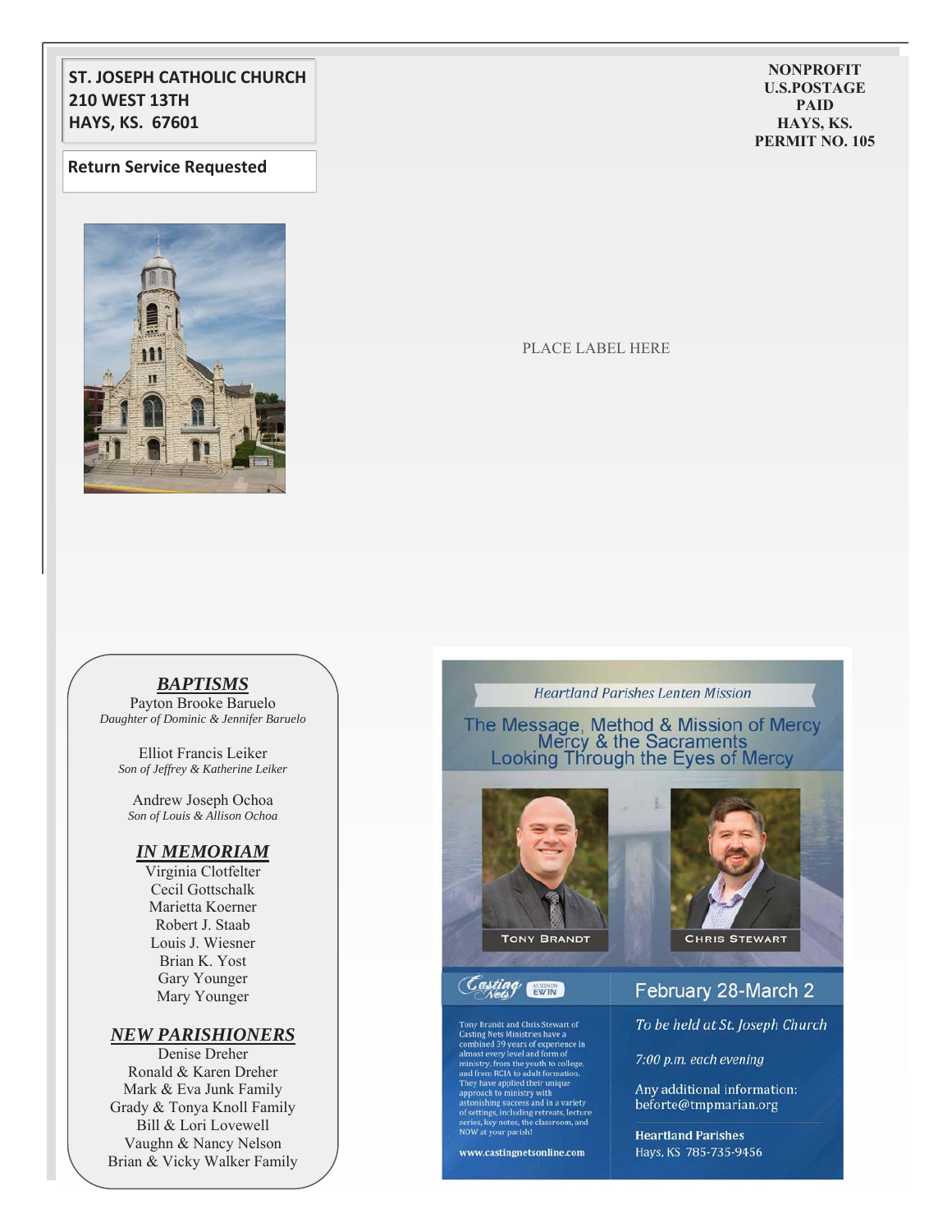**ST. JOSEPH CATHOLIC CHURCH**
**210 WEST 13TH**
**HAYS, KS. 67601**

**Return Service Requested**

**NONPROFIT**
**U.S.POSTAGE**
**PAID**
**HAYS, KS.**
**PERMIT NO. 105**

PLACE LABEL HERE

## *BAPTISMS*

Payton Brooke Baruelo
*Daughter of Dominic & Jennifer Baruelo*

Elliot Francis Leiker
*Son of Jeffrey & Katherine Leiker*

Andrew Joseph Ochoa
*Son of Louis & Allison Ochoa*

## *IN MEMORIAM*

Virginia Clotfelter
Cecil Gottschalk
Marietta Koerner
Robert J. Staab
Louis J. Wiesner
Brian K. Yost
Gary Younger
Mary Younger

## *NEW PARISHIONERS*

Denise Dreher
Ronald & Karen Dreher
Mark & Eva Junk Family
Grady & Tonya Knoll Family
Bill & Lori Lovewell
Vaughn & Nancy Nelson
Brian & Vicky Walker Family

*Heartland Parishes Lenten Mission*

The Message, Method & Mission of Mercy
Mercy & the Sacraments
Looking Through the Eyes of Mercy

TONY BRANDT

CHRIS STEWART

Casting Nets — AS SEEN ON EWTN

Tony Brandt and Chris Stewart of Casting Nets Ministries have a combined 39 years of experience in almost every level and form of ministry, from the youth to college, and from RCIA to adult formation. They have applied their unique approach to ministry with astonishing success and in a variety of settings, including retreats, lecture series, key notes, the classroom, and NOW at your parish!

**www.castingnetsonline.com**

February 28-March 2

*To be held at St. Joseph Church*

*7:00 p.m. each evening*

Any additional information:
beforte@tmpmarian.org

**Heartland Parishes**
Hays, KS 785-735-9456